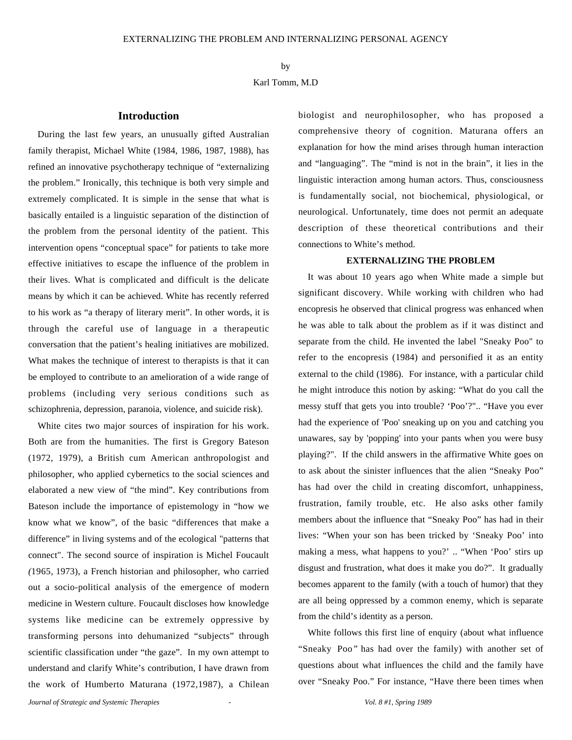# EXTERNALIZING THE PROBLEM AND INTERNALIZING PERSONAL AGENCY

by

Karl Tomm, M.D

## Introduction

During the last few years, an unusually gifted Australian family therapist, Michael White (1984, 1986, 1987, 1988), has refined an innovative psychotherapy technique of "externalizing the problem." Ironically, this technique is both very simple and extremely complicated. It is simple in the sense that what is basically entailed is a linguistic separation of the distinction of the problem from the personal identity of the patient. This intervention opens "conceptual space" for patients to take more effective initiatives to escape the influence of the problem in their lives. What is complicated and difficult is the delicate means by which it can be achieved. White has recently referred to his work as "a therapy of literary merit". In other words, it is through the careful use of language in a therapeutic conversation that the patient's healing initiatives are mobilized. What makes the technique of interest to therapists is that it can be employed to contribute to an amelioration of a wide range of problems (including very serious conditions such as schizophrenia, depression, paranoia, violence, and suicide risk).

White cites two major sources of inspiration for his work. Both are from the humanities. The first is Gregory Bateson (1972, 1979), a British cum American anthropologist and philosopher, who applied cybernetics to the social sciences and elaborated a new view of "the mind". Key contributions from Bateson include the importance of epistemology in "how we know what we know", of the basic "differences that make a difference" in living systems and of the ecological "patterns that connect". The second source of inspiration is Michel Foucault (1965, 1973), a French historian and philosopher, who carried out a socio-political analysis of the emergence of modern medicine in Western culture. Foucault discloses how knowledge systems like medicine can be extremely oppressive by transforming persons into dehumanized "subjects" through scientific classification under "the gaze". In my own attempt to understand and clarify White's contribution, I have drawn from the work of Humberto Maturana (1972,1987), a Chilean biologist and neurophilosopher, who has proposed a comprehensive theory of cognition. Maturana offers an explanation for how the mind arises through human interaction and "languaging". The "mind is not in the brain", it lies in the linguistic interaction among human actors. Thus, consciousness is fundamentally social, not biochemical, physiological, or neurological. Unfortunately, time does not permit an adequate description of these theoretical contributions and their connections to White's method.

### EXTERNALIZING THE PROBLEM

It was about 10 years ago when White made a simple but significant discovery. While working with children who had encopresis he observed that clinical progress was enhanced when he was able to talk about the problem as if it was distinct and separate from the child. He invented the label "Sneaky Poo" to refer to the encopresis (1984) and personified it as an entity external to the child (1986). For instance, with a particular child he might introduce this notion by asking: "What do you call the messy stuff that gets you into trouble? 'Poo'?".. "Have you ever had the experience of 'Poo' sneaking up on you and catching you unawares, say by 'popping' into your pants when you were busy playing?". If the child answers in the affirmative White goes on to ask about the sinister influences that the alien "Sneaky Poo" has had over the child in creating discomfort, unhappiness, frustration, family trouble, etc. He also asks other family members about the influence that "Sneaky Poo" has had in their lives: "When your son has been tricked by 'Sneaky Poo' into making a mess, what happens to you?' .. "When 'Poo' stirs up disgust and frustration, what does it make you do?". It gradually becomes apparent to the family (with a touch of humor) that they are all being oppressed by a common enemy, which is separate from the child's identity as a person.

White follows this first line of enquiry (about what influence "Sneaky Poo" has had over the family) with another set of questions about what influences the child and the family have over "Sneaky Poo." For instance, "Have there been times when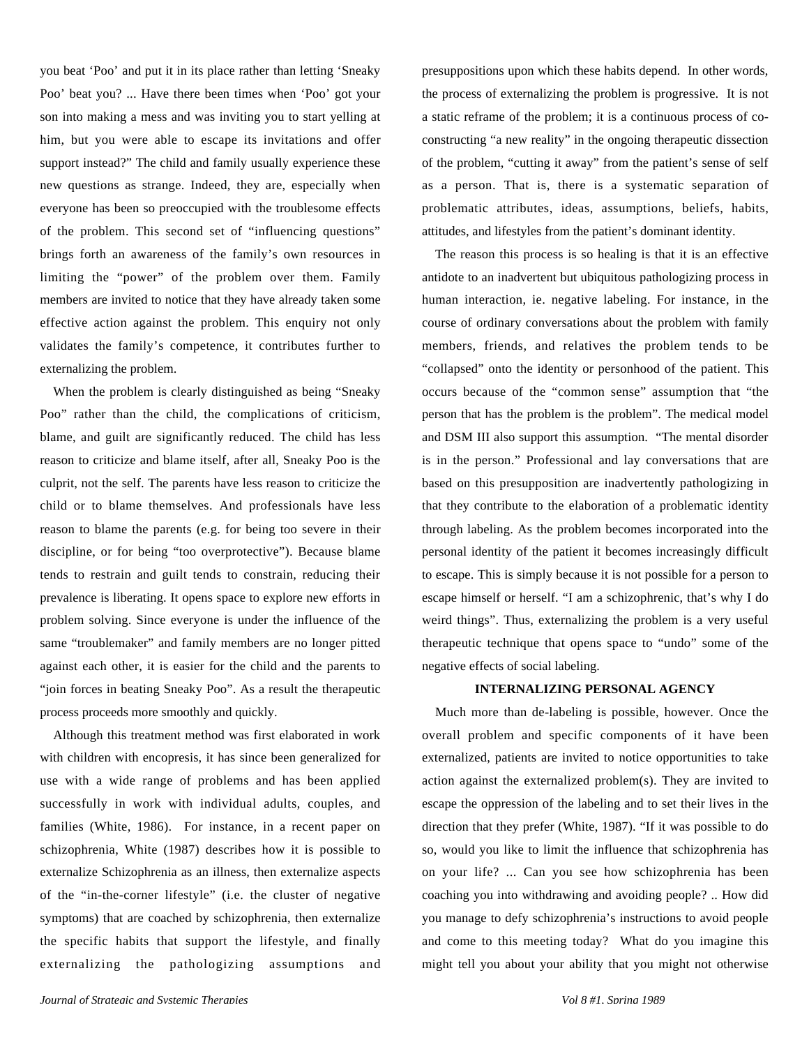you beat ‘Poo’ and put it in its place rather than letting ‘Sneaky Poo’ beat you? ... Have there been times when ‘Poo’ got your son into making a mess and was inviting you to start yelling at him, but you were able to escape its invitations and offer support instead?” The child and family usually experience these new questions as strange. Indeed, they are, especially when everyone has been so preoccupied with the troublesome effects of the problem. This second set of “influencing questions” brings forth an awareness of the family’s own resources in limiting the “power” of the problem over them. Family members are invited to notice that they have already taken some effective action against the problem. This enquiry not only validates the family’s competence, it contributes further to externalizing the problem.

When the problem is clearly distinguished as being “Sneaky Poo” rather than the child, the complications of criticism, blame, and guilt are significantly reduced. The child has less reason to criticize and blame itself, after all, Sneaky Poo is the culprit, not the self. The parents have less reason to criticize the child or to blame themselves. And professionals have less reason to blame the parents (e.g. for being too severe in their discipline, or for being “too overprotective”). Because blame tends to restrain and guilt tends to constrain, reducing their prevalence is liberating. It opens space to explore new efforts in problem solving. Since everyone is under the influence of the same “troublemaker” and family members are no longer pitted against each other, it is easier for the child and the parents to “join forces in beating Sneaky Poo”. As a result the therapeutic process proceeds more smoothly and quickly.

Although this treatment method was first elaborated in work with children with encopresis, it has since been generalized for use with a wide range of problems and has been applied successfully in work with individual adults, couples, and families (White, 1986). For instance, in a recent paper on schizophrenia, White (1987) describes how it is possible to externalize Schizophrenia as an illness, then externalize aspects of the “in-the-corner lifestyle” (i.e. the cluster of negative symptoms) that are coached by schizophrenia, then externalize the specific habits that support the lifestyle, and finally externalizing the pathologizing assumptions and presuppositions upon which these habits depend. In other words, the process of externalizing the problem is progressive. It is not a static reframe of the problem; it is a continuous process of co-constructing “a new reality” in the ongoing therapeutic dissection of the problem, “cutting it away” from the patient’s sense of self as a person. That is, there is a systematic separation of problematic attributes, ideas, assumptions, beliefs, habits, attitudes, and lifestyles from the patient’s dominant identity.

The reason this process is so healing is that it is an effective antidote to an inadvertent but ubiquitous pathologizing process in human interaction, ie. negative labeling. For instance, in the course of ordinary conversations about the problem with family members, friends, and relatives the problem tends to be “collapsed” onto the identity or personhood of the patient. This occurs because of the “common sense” assumption that “the person that has the problem is the problem”. The medical model and DSM III also support this assumption. “The mental disorder is in the person.” Professional and lay conversations that are based on this presupposition are inadvertently pathologizing in that they contribute to the elaboration of a problematic identity through labeling. As the problem becomes incorporated into the personal identity of the patient it becomes increasingly difficult to escape. This is simply because it is not possible for a person to escape himself or herself. “I am a schizophrenic, that’s why I do weird things”. Thus, externalizing the problem is a very useful therapeutic technique that opens space to “undo” some of the negative effects of social labeling.

## INTERNALIZING PERSONAL AGENCY

Much more than de-labeling is possible, however. Once the overall problem and specific components of it have been externalized, patients are invited to notice opportunities to take action against the externalized problem(s). They are invited to escape the oppression of the labeling and to set their lives in the direction that they prefer (White, 1987). “If it was possible to do so, would you like to limit the influence that schizophrenia has on your life? ... Can you see how schizophrenia has been coaching you into withdrawing and avoiding people? .. How did you manage to defy schizophrenia’s instructions to avoid people and come to this meeting today? What do you imagine this might tell you about your ability that you might not otherwise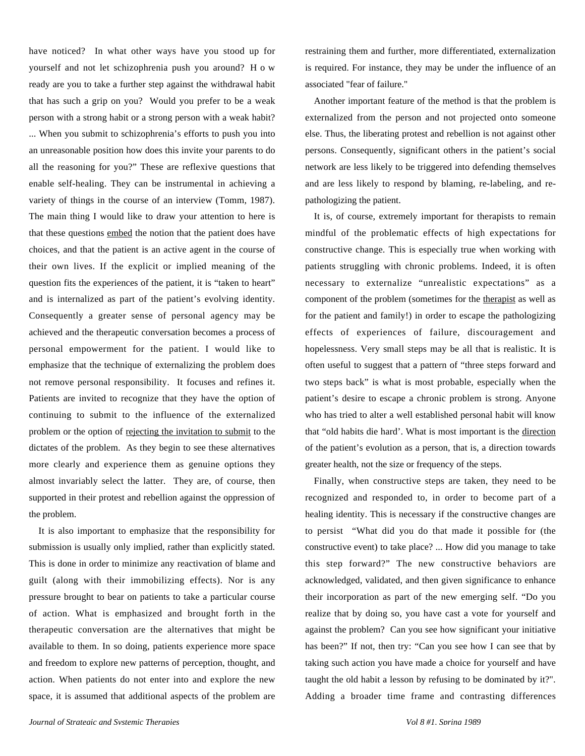have noticed? In what other ways have you stood up for yourself and not let schizophrenia push you around? How ready are you to take a further step against the withdrawal habit that has such a grip on you? Would you prefer to be a weak person with a strong habit or a strong person with a weak habit? ... When you submit to schizophrenia's efforts to push you into an unreasonable position how does this invite your parents to do all the reasoning for you?" These are reflexive questions that enable self-healing. They can be instrumental in achieving a variety of things in the course of an interview (Tomm, 1987). The main thing I would like to draw your attention to here is that these questions <u>embed</u> the notion that the patient does have choices, and that the patient is an active agent in the course of their own lives. If the explicit or implied meaning of the question fits the experiences of the patient, it is "taken to heart" and is internalized as part of the patient's evolving identity. Consequently a greater sense of personal agency may be achieved and the therapeutic conversation becomes a process of personal empowerment for the patient. I would like to emphasize that the technique of externalizing the problem does not remove personal responsibility. It focuses and refines it. Patients are invited to recognize that they have the option of continuing to submit to the influence of the externalized problem or the option of <u>rejecting the invitation to submit</u> to the dictates of the problem. As they begin to see these alternatives more clearly and experience them as genuine options they almost invariably select the latter. They are, of course, then supported in their protest and rebellion against the oppression of the problem.

It is also important to emphasize that the responsibility for submission is usually only implied, rather than explicitly stated. This is done in order to minimize any reactivation of blame and guilt (along with their immobilizing effects). Nor is any pressure brought to bear on patients to take a particular course of action. What is emphasized and brought forth in the therapeutic conversation are the alternatives that might be available to them. In so doing, patients experience more space and freedom to explore new patterns of perception, thought, and action. When patients do not enter into and explore the new space, it is assumed that additional aspects of the problem are restraining them and further, more differentiated, externalization is required. For instance, they may be under the influence of an associated "fear of failure."

Another important feature of the method is that the problem is externalized from the person and not projected onto someone else. Thus, the liberating protest and rebellion is not against other persons. Consequently, significant others in the patient's social network are less likely to be triggered into defending themselves and are less likely to respond by blaming, re-labeling, and re-pathologizing the patient.

It is, of course, extremely important for therapists to remain mindful of the problematic effects of high expectations for constructive change. This is especially true when working with patients struggling with chronic problems. Indeed, it is often necessary to externalize "unrealistic expectations" as a component of the problem (sometimes for the <u>therapist</u> as well as for the patient and family!) in order to escape the pathologizing effects of experiences of failure, discouragement and hopelessness. Very small steps may be all that is realistic. It is often useful to suggest that a pattern of "three steps forward and two steps back" is what is most probable, especially when the patient's desire to escape a chronic problem is strong. Anyone who has tried to alter a well established personal habit will know that "old habits die hard'. What is most important is the <u>direction</u> of the patient's evolution as a person, that is, a direction towards greater health, not the size or frequency of the steps.

Finally, when constructive steps are taken, they need to be recognized and responded to, in order to become part of a healing identity. This is necessary if the constructive changes are to persist "What did you do that made it possible for (the constructive event) to take place? ... How did you manage to take this step forward?" The new constructive behaviors are acknowledged, validated, and then given significance to enhance their incorporation as part of the new emerging self. "Do you realize that by doing so, you have cast a vote for yourself and against the problem? Can you see how significant your initiative has been?" If not, then try: "Can you see how I can see that by taking such action you have made a choice for yourself and have taught the old habit a lesson by refusing to be dominated by it?". Adding a broader time frame and contrasting differences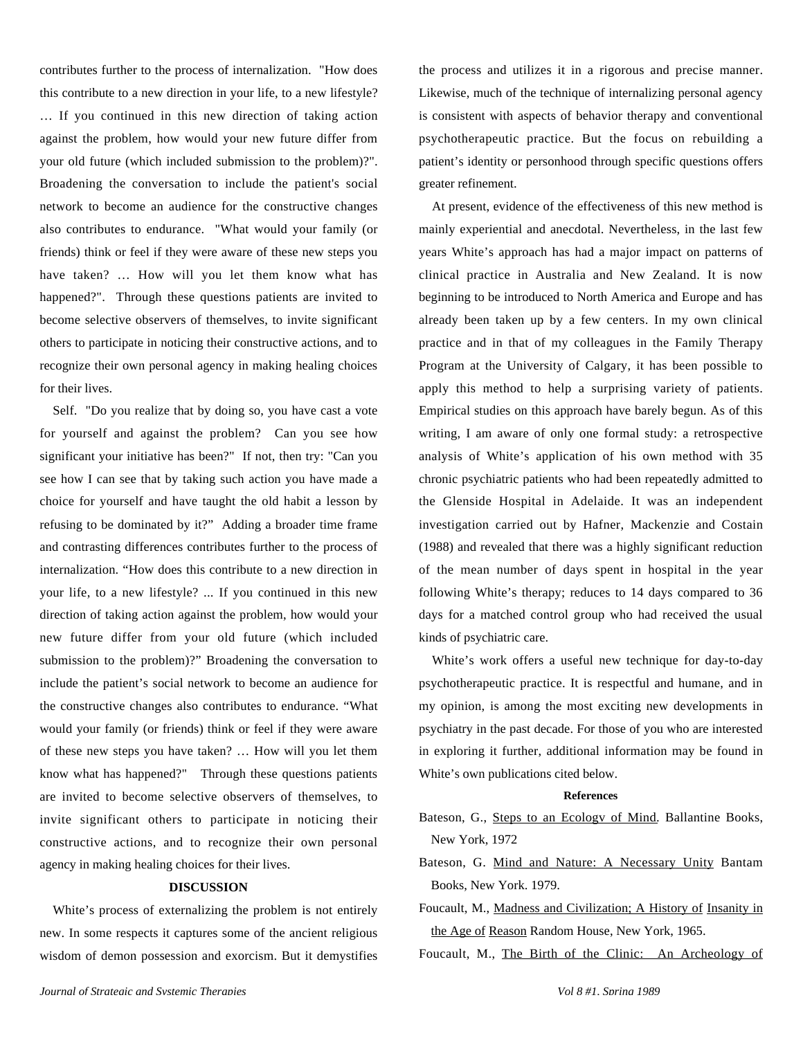contributes further to the process of internalization. "How does this contribute to a new direction in your life, to a new lifestyle? … If you continued in this new direction of taking action against the problem, how would your new future differ from your old future (which included submission to the problem)?". Broadening the conversation to include the patient's social network to become an audience for the constructive changes also contributes to endurance. "What would your family (or friends) think or feel if they were aware of these new steps you have taken? … How will you let them know what has happened?". Through these questions patients are invited to become selective observers of themselves, to invite significant others to participate in noticing their constructive actions, and to recognize their own personal agency in making healing choices for their lives.

Self. "Do you realize that by doing so, you have cast a vote for yourself and against the problem? Can you see how significant your initiative has been?" If not, then try: "Can you see how I can see that by taking such action you have made a choice for yourself and have taught the old habit a lesson by refusing to be dominated by it?" Adding a broader time frame and contrasting differences contributes further to the process of internalization. "How does this contribute to a new direction in your life, to a new lifestyle? ... If you continued in this new direction of taking action against the problem, how would your new future differ from your old future (which included submission to the problem)?" Broadening the conversation to include the patient's social network to become an audience for the constructive changes also contributes to endurance. "What would your family (or friends) think or feel if they were aware of these new steps you have taken? … How will you let them know what has happened?" Through these questions patients are invited to become selective observers of themselves, to invite significant others to participate in noticing their constructive actions, and to recognize their own personal agency in making healing choices for their lives.

## DISCUSSION

White's process of externalizing the problem is not entirely new. In some respects it captures some of the ancient religious wisdom of demon possession and exorcism. But it demystifies the process and utilizes it in a rigorous and precise manner. Likewise, much of the technique of internalizing personal agency is consistent with aspects of behavior therapy and conventional psychotherapeutic practice. But the focus on rebuilding a patient's identity or personhood through specific questions offers greater refinement.

At present, evidence of the effectiveness of this new method is mainly experiential and anecdotal. Nevertheless, in the last few years White's approach has had a major impact on patterns of clinical practice in Australia and New Zealand. It is now beginning to be introduced to North America and Europe and has already been taken up by a few centers. In my own clinical practice and in that of my colleagues in the Family Therapy Program at the University of Calgary, it has been possible to apply this method to help a surprising variety of patients. Empirical studies on this approach have barely begun. As of this writing, I am aware of only one formal study: a retrospective analysis of White's application of his own method with 35 chronic psychiatric patients who had been repeatedly admitted to the Glenside Hospital in Adelaide. It was an independent investigation carried out by Hafner, Mackenzie and Costain (1988) and revealed that there was a highly significant reduction of the mean number of days spent in hospital in the year following White's therapy; reduces to 14 days compared to 36 days for a matched control group who had received the usual kinds of psychiatric care.

White's work offers a useful new technique for day-to-day psychotherapeutic practice. It is respectful and humane, and in my opinion, is among the most exciting new developments in psychiatry in the past decade. For those of you who are interested in exploring it further, additional information may be found in White's own publications cited below.

### References

Bateson, G., Steps to an Ecology of Mind. Ballantine Books, New York, 1972

Bateson, G. Mind and Nature: A Necessary Unity Bantam Books, New York. 1979.

Foucault, M., Madness and Civilization; A History of Insanity in the Age of Reason Random House, New York, 1965.

Foucault, M., The Birth of the Clinic: An Archeology of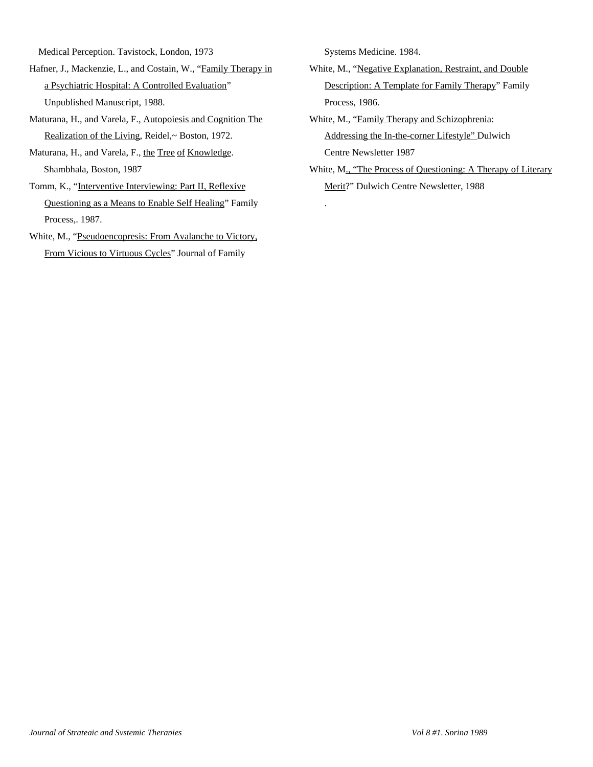Medical Perception. Tavistock, London, 1973

Hafner, J., Mackenzie, L., and Costain, W., "Family Therapy in a Psychiatric Hospital: A Controlled Evaluation" Unpublished Manuscript, 1988.

Maturana, H., and Varela, F., Autopoiesis and Cognition The Realization of the Living, Reidel,~ Boston, 1972.

Maturana, H., and Varela, F., the Tree of Knowledge. Shambhala, Boston, 1987

Tomm, K., "Interventive Interviewing: Part II, Reflexive Questioning as a Means to Enable Self Healing" Family Process,. 1987.

White, M., "Pseudoencopresis: From Avalanche to Victory, From Vicious to Virtuous Cycles" Journal of Family Systems Medicine. 1984.

White, M., "Negative Explanation, Restraint, and Double Description: A Template for Family Therapy" Family Process, 1986.

White, M., "Family Therapy and Schizophrenia: Addressing the In-the-corner Lifestyle" Dulwich Centre Newsletter 1987

White, M., "The Process of Questioning: A Therapy of Literary Merit?" Dulwich Centre Newsletter, 1988

.